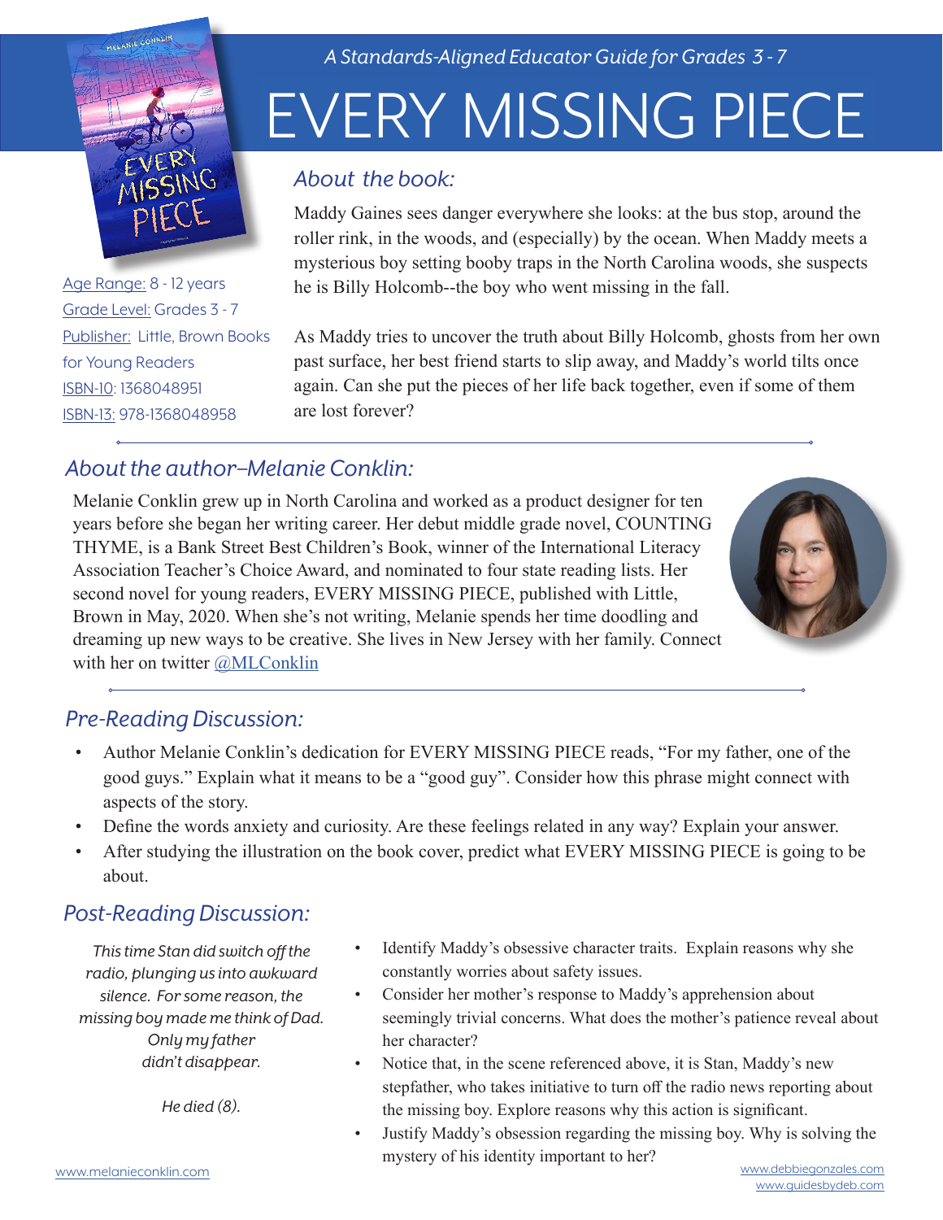*A Standards-Aligned Educator Guide for Grades 3 - 7*

# EVERY MISSING PIECE

Age Range: 8 - 12 years
Grade Level: Grades 3 - 7
Publisher: Little, Brown Books for Young Readers
ISBN-10: 1368048951
ISBN-13: 978-1368048958

## *About the book:*

Maddy Gaines sees danger everywhere she looks: at the bus stop, around the roller rink, in the woods, and (especially) by the ocean. When Maddy meets a mysterious boy setting booby traps in the North Carolina woods, she suspects he is Billy Holcomb--the boy who went missing in the fall.

As Maddy tries to uncover the truth about Billy Holcomb, ghosts from her own past surface, her best friend starts to slip away, and Maddy's world tilts once again. Can she put the pieces of her life back together, even if some of them are lost forever?

## *About the author–Melanie Conklin:*

Melanie Conklin grew up in North Carolina and worked as a product designer for ten years before she began her writing career. Her debut middle grade novel, COUNTING THYME, is a Bank Street Best Children's Book, winner of the International Literacy Association Teacher's Choice Award, and nominated to four state reading lists. Her second novel for young readers, EVERY MISSING PIECE, published with Little, Brown in May, 2020. When she's not writing, Melanie spends her time doodling and dreaming up new ways to be creative. She lives in New Jersey with her family. Connect with her on twitter @MLConklin

## *Pre-Reading Discussion:*

- Author Melanie Conklin's dedication for EVERY MISSING PIECE reads, "For my father, one of the good guys." Explain what it means to be a "good guy". Consider how this phrase might connect with aspects of the story.
- Define the words anxiety and curiosity. Are these feelings related in any way? Explain your answer.
- After studying the illustration on the book cover, predict what EVERY MISSING PIECE is going to be about.

## *Post-Reading Discussion:*

*This time Stan did switch off the radio, plunging us into awkward silence. For some reason, the missing boy made me think of Dad. Only my father didn't disappear.*

*He died (8).*

- Identify Maddy's obsessive character traits. Explain reasons why she constantly worries about safety issues.
- Consider her mother's response to Maddy's apprehension about seemingly trivial concerns. What does the mother's patience reveal about her character?
- Notice that, in the scene referenced above, it is Stan, Maddy's new stepfather, who takes initiative to turn off the radio news reporting about the missing boy. Explore reasons why this action is significant.
- Justify Maddy's obsession regarding the missing boy. Why is solving the mystery of his identity important to her?

www.melanieconklin.com

www.debbiegonzales.com
www.guidesbydeb.com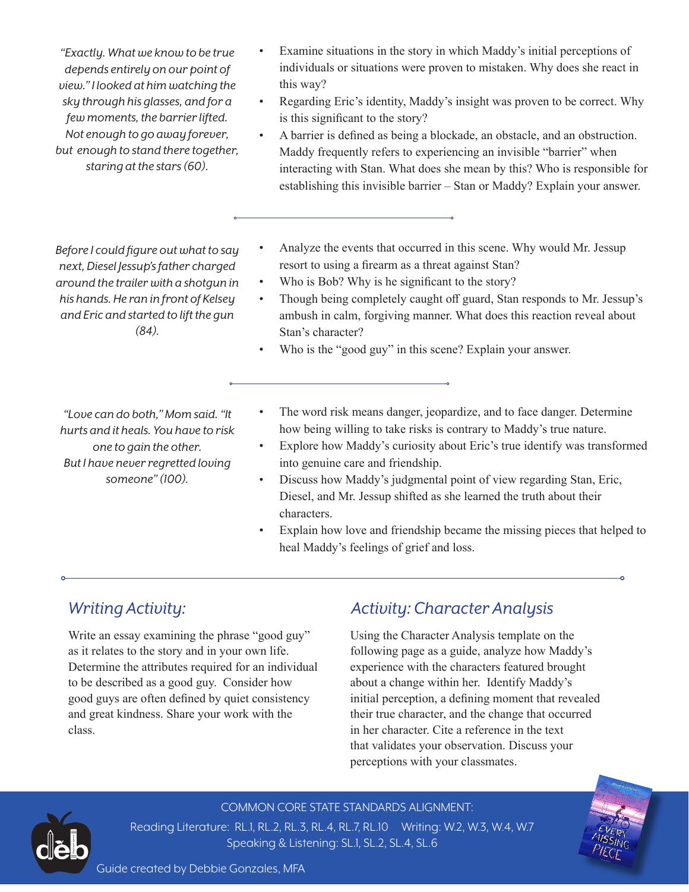*"Exactly. What we know to be true depends entirely on our point of view." I looked at him watching the sky through his glasses, and for a few moments, the barrier lifted. Not enough to go away forever, but enough to stand there together, staring at the stars (60).*

- Examine situations in the story in which Maddy's initial perceptions of individuals or situations were proven to mistaken. Why does she react in this way?
- Regarding Eric's identity, Maddy's insight was proven to be correct. Why is this significant to the story?
- A barrier is defined as being a blockade, an obstacle, and an obstruction. Maddy frequently refers to experiencing an invisible "barrier" when interacting with Stan. What does she mean by this? Who is responsible for establishing this invisible barrier – Stan or Maddy? Explain your answer.

---

*Before I could figure out what to say next, Diesel Jessup's father charged around the trailer with a shotgun in his hands. He ran in front of Kelsey and Eric and started to lift the gun (84).*

- Analyze the events that occurred in this scene. Why would Mr. Jessup resort to using a firearm as a threat against Stan?
- Who is Bob? Why is he significant to the story?
- Though being completely caught off guard, Stan responds to Mr. Jessup's ambush in calm, forgiving manner. What does this reaction reveal about Stan's character?
- Who is the "good guy" in this scene? Explain your answer.

---

*"Love can do both," Mom said. "It hurts and it heals. You have to risk one to gain the other. But I have never regretted loving someone" (100).*

- The word risk means danger, jeopardize, and to face danger. Determine how being willing to take risks is contrary to Maddy's true nature.
- Explore how Maddy's curiosity about Eric's true identify was transformed into genuine care and friendship.
- Discuss how Maddy's judgmental point of view regarding Stan, Eric, Diesel, and Mr. Jessup shifted as she learned the truth about their characters.
- Explain how love and friendship became the missing pieces that helped to heal Maddy's feelings of grief and loss.

---

## *Writing Activity:*

Write an essay examining the phrase "good guy" as it relates to the story and in your own life. Determine the attributes required for an individual to be described as a good guy. Consider how good guys are often defined by quiet consistency and great kindness. Share your work with the class.

## *Activity: Character Analysis*

Using the Character Analysis template on the following page as a guide, analyze how Maddy's experience with the characters featured brought about a change within her. Identify Maddy's initial perception, a defining moment that revealed their true character, and the change that occurred in her character. Cite a reference in the text that validates your observation. Discuss your perceptions with your classmates.

COMMON CORE STATE STANDARDS ALIGNMENT:
Reading Literature: RL.1, RL.2, RL.3, RL.4, RL.7, RL.10 Writing: W.2, W.3, W.4, W.7
Speaking & Listening: SL.1, SL.2, SL.4, SL.6

Guide created by Debbie Gonzales, MFA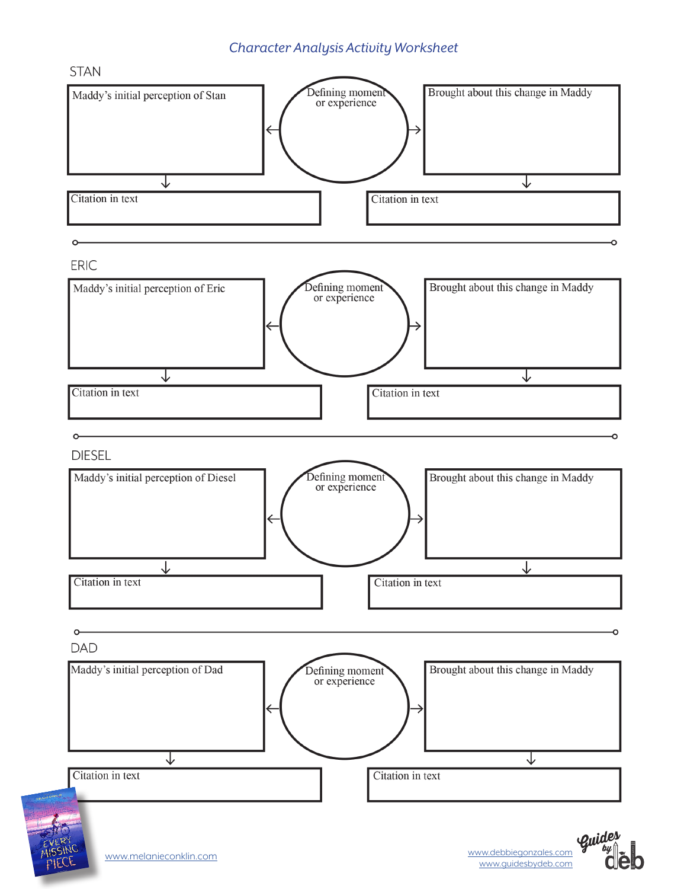*Character Analysis Activity Worksheet*

## STAN

Maddy's initial perception of Stan

Defining moment or experience

Brought about this change in Maddy

Citation in text

Citation in text

## ERIC

Maddy's initial perception of Eric

Defining moment or experience

Brought about this change in Maddy

Citation in text

Citation in text

## DIESEL

Maddy's initial perception of Diesel

Defining moment or experience

Brought about this change in Maddy

Citation in text

Citation in text

## DAD

Maddy's initial perception of Dad

Defining moment or experience

Brought about this change in Maddy

Citation in text

Citation in text

www.melanieconklin.com

www.debbiegonzales.com
www.guidesbydeb.com

Guides by deb